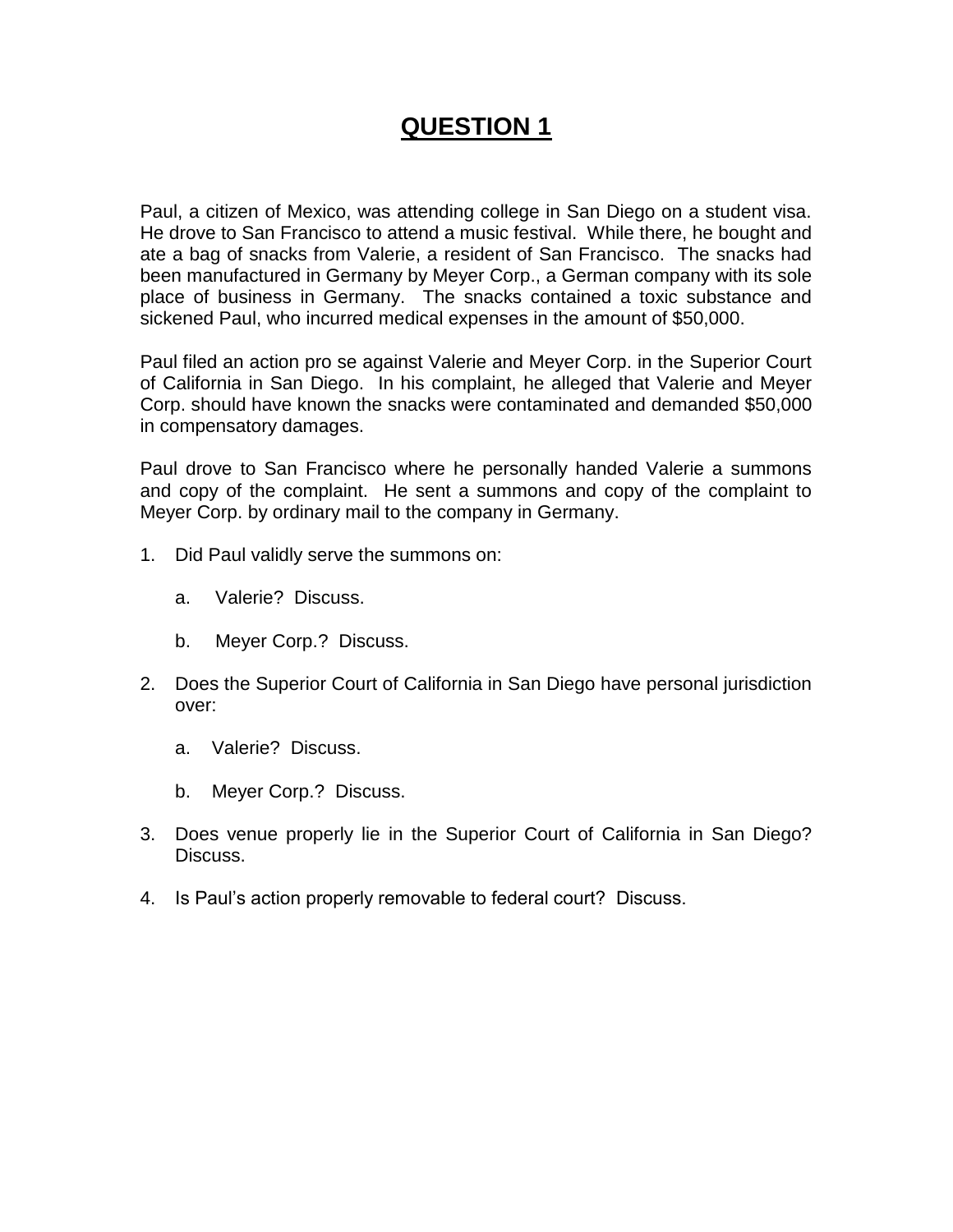# QUESTION 1

Paul, a citizen of Mexico, was attending college in San Diego on a student visa. He drove to San Francisco to attend a music festival. While there, he bought and ate a bag of snacks from Valerie, a resident of San Francisco. The snacks had been manufactured in Germany by Meyer Corp., a German company with its sole place of business in Germany. The snacks contained a toxic substance and sickened Paul, who incurred medical expenses in the amount of $50,000.

Paul filed an action pro se against Valerie and Meyer Corp. in the Superior Court of California in San Diego. In his complaint, he alleged that Valerie and Meyer Corp. should have known the snacks were contaminated and demanded $50,000 in compensatory damages.

Paul drove to San Francisco where he personally handed Valerie a summons and copy of the complaint. He sent a summons and copy of the complaint to Meyer Corp. by ordinary mail to the company in Germany.

1. Did Paul validly serve the summons on:

   a. Valerie? Discuss.

   b. Meyer Corp.? Discuss.

2. Does the Superior Court of California in San Diego have personal jurisdiction over:

   a. Valerie? Discuss.

   b. Meyer Corp.? Discuss.

3. Does venue properly lie in the Superior Court of California in San Diego? Discuss.

4. Is Paul's action properly removable to federal court? Discuss.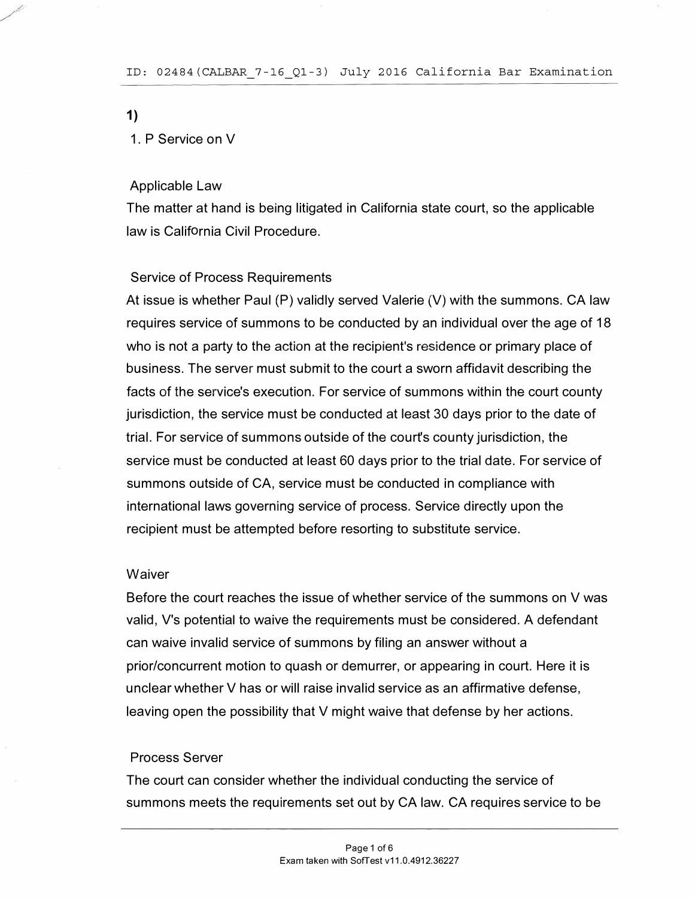## 1)

### 1. P Service on V

#### Applicable Law

The matter at hand is being litigated in California state court, so the applicable law is California Civil Procedure.

#### Service of Process Requirements

At issue is whether Paul (P) validly served Valerie (V) with the summons. CA law requires service of summons to be conducted by an individual over the age of 18 who is not a party to the action at the recipient's residence or primary place of business. The server must submit to the court a sworn affidavit describing the facts of the service's execution. For service of summons within the court county jurisdiction, the service must be conducted at least 30 days prior to the date of trial. For service of summons outside of the court's county jurisdiction, the service must be conducted at least 60 days prior to the trial date. For service of summons outside of CA, service must be conducted in compliance with international laws governing service of process. Service directly upon the recipient must be attempted before resorting to substitute service.

#### Waiver

Before the court reaches the issue of whether service of the summons on V was valid, V's potential to waive the requirements must be considered. A defendant can waive invalid service of summons by filing an answer without a prior/concurrent motion to quash or demurrer, or appearing in court. Here it is unclear whether V has or will raise invalid service as an affirmative defense, leaving open the possibility that V might waive that defense by her actions.

#### Process Server

The court can consider whether the individual conducting the service of summons meets the requirements set out by CA law. CA requires service to be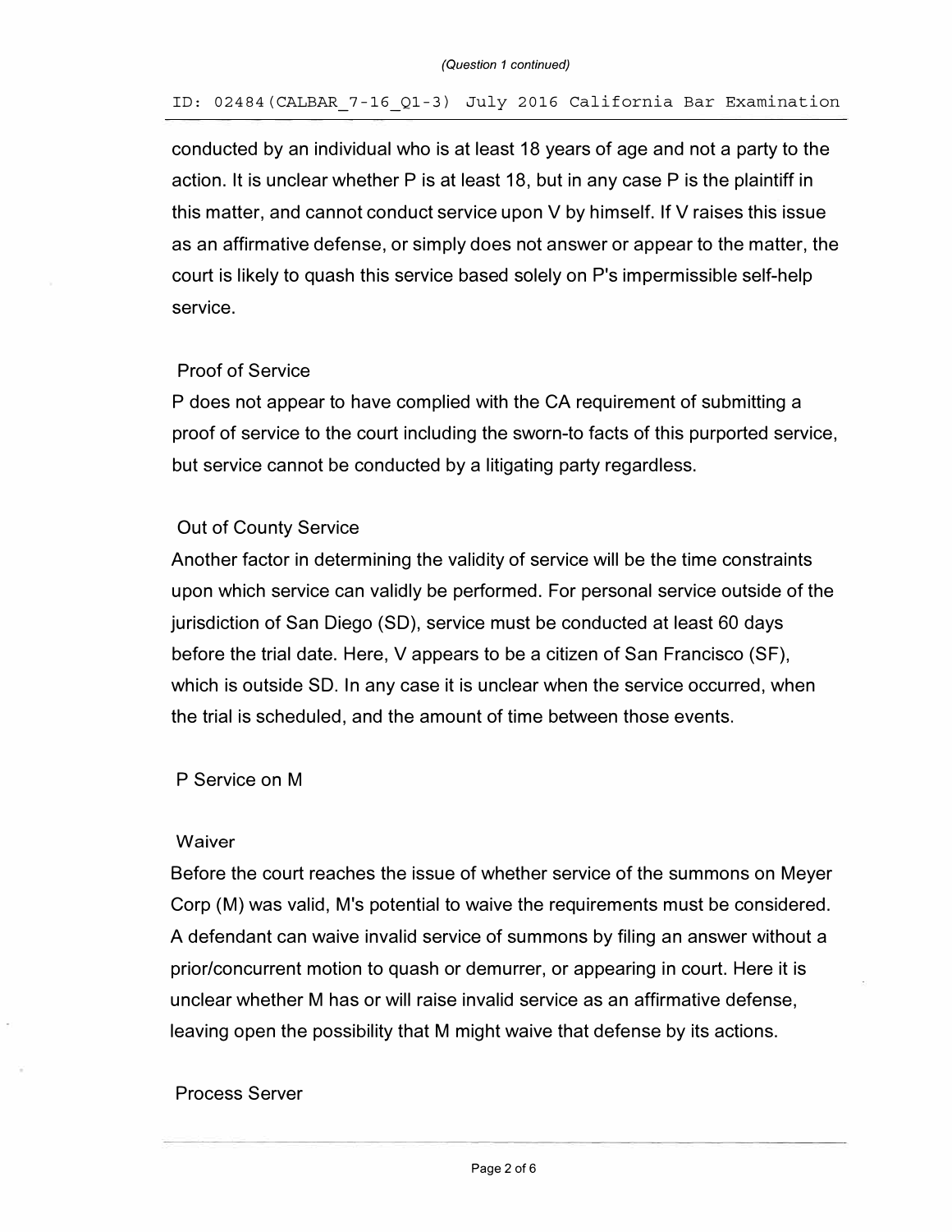conducted by an individual who is at least 18 years of age and not a party to the action. It is unclear whether P is at least 18, but in any case P is the plaintiff in this matter, and cannot conduct service upon V by himself. If V raises this issue as an affirmative defense, or simply does not answer or appear to the matter, the court is likely to quash this service based solely on P's impermissible self-help service.

Proof of Service

P does not appear to have complied with the CA requirement of submitting a proof of service to the court including the sworn-to facts of this purported service, but service cannot be conducted by a litigating party regardless.

Out of County Service

Another factor in determining the validity of service will be the time constraints upon which service can validly be performed. For personal service outside of the jurisdiction of San Diego (SD), service must be conducted at least 60 days before the trial date. Here, V appears to be a citizen of San Francisco (SF), which is outside SD. In any case it is unclear when the service occurred, when the trial is scheduled, and the amount of time between those events.

P Service on M

Waiver

Before the court reaches the issue of whether service of the summons on Meyer Corp (M) was valid, M's potential to waive the requirements must be considered. A defendant can waive invalid service of summons by filing an answer without a prior/concurrent motion to quash or demurrer, or appearing in court. Here it is unclear whether M has or will raise invalid service as an affirmative defense, leaving open the possibility that M might waive that defense by its actions.

Process Server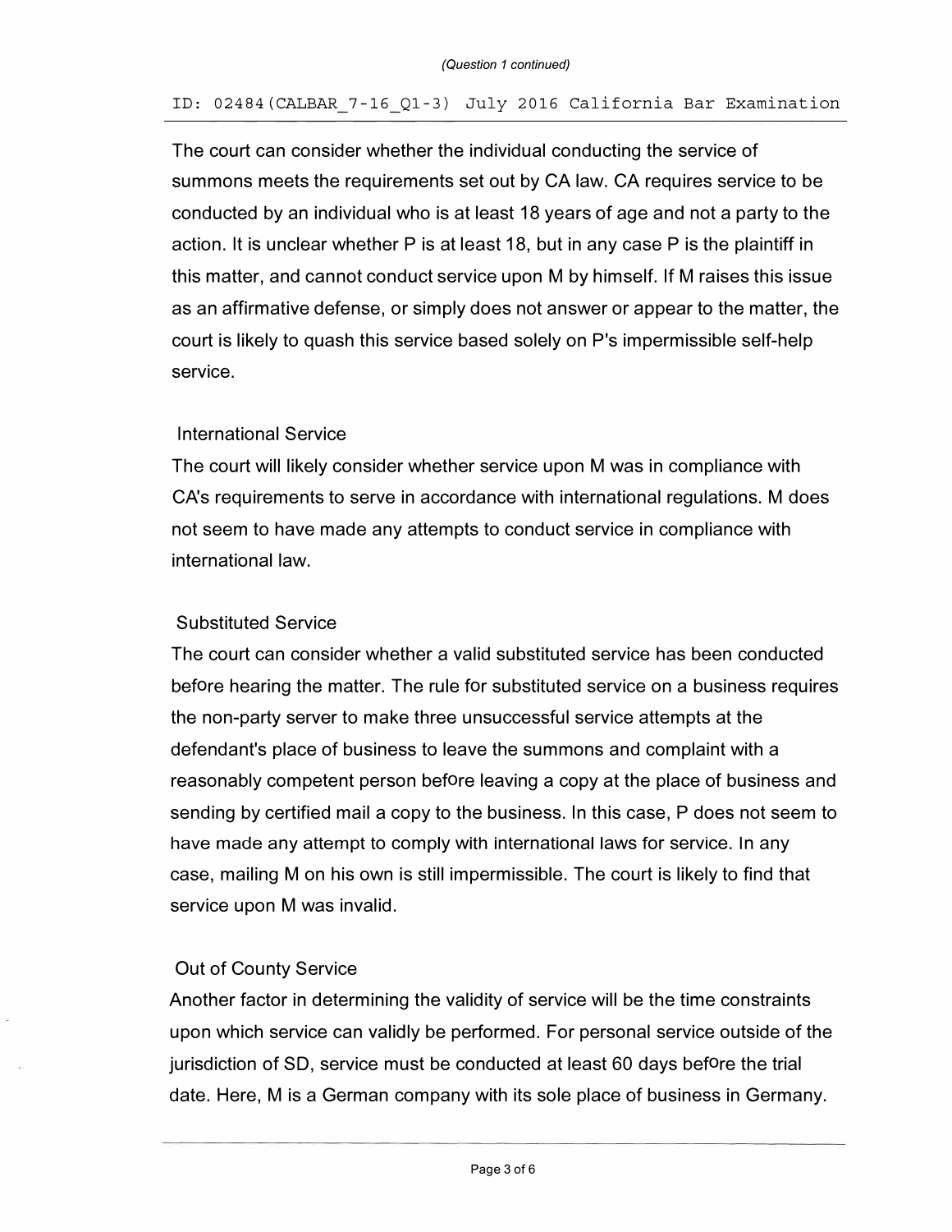The court can consider whether the individual conducting the service of summons meets the requirements set out by CA law. CA requires service to be conducted by an individual who is at least 18 years of age and not a party to the action. It is unclear whether P is at least 18, but in any case P is the plaintiff in this matter, and cannot conduct service upon M by himself. If M raises this issue as an affirmative defense, or simply does not answer or appear to the matter, the court is likely to quash this service based solely on P's impermissible self-help service.

International Service

The court will likely consider whether service upon M was in compliance with CA's requirements to serve in accordance with international regulations. M does not seem to have made any attempts to conduct service in compliance with international law.

Substituted Service

The court can consider whether a valid substituted service has been conducted before hearing the matter. The rule for substituted service on a business requires the non-party server to make three unsuccessful service attempts at the defendant's place of business to leave the summons and complaint with a reasonably competent person before leaving a copy at the place of business and sending by certified mail a copy to the business. In this case, P does not seem to have made any attempt to comply with international laws for service. In any case, mailing M on his own is still impermissible. The court is likely to find that service upon M was invalid.

Out of County Service

Another factor in determining the validity of service will be the time constraints upon which service can validly be performed. For personal service outside of the jurisdiction of SD, service must be conducted at least 60 days before the trial date. Here, M is a German company with its sole place of business in Germany.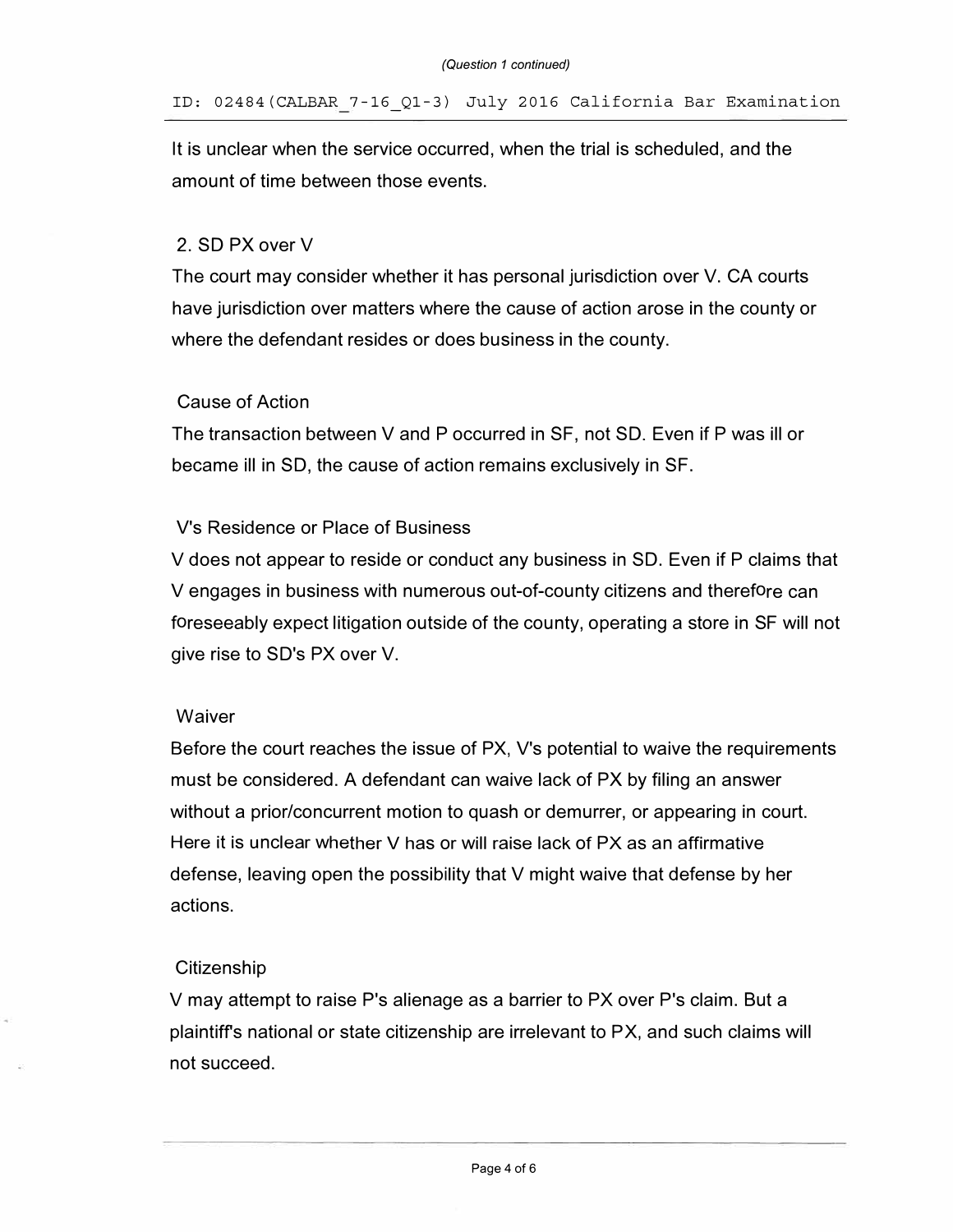It is unclear when the service occurred, when the trial is scheduled, and the amount of time between those events.

2. SD PX over V

The court may consider whether it has personal jurisdiction over V. CA courts have jurisdiction over matters where the cause of action arose in the county or where the defendant resides or does business in the county.

Cause of Action

The transaction between V and P occurred in SF, not SD. Even if P was ill or became ill in SD, the cause of action remains exclusively in SF.

V's Residence or Place of Business

V does not appear to reside or conduct any business in SD. Even if P claims that V engages in business with numerous out-of-county citizens and therefore can foreseeably expect litigation outside of the county, operating a store in SF will not give rise to SD's PX over V.

Waiver

Before the court reaches the issue of PX, V's potential to waive the requirements must be considered. A defendant can waive lack of PX by filing an answer without a prior/concurrent motion to quash or demurrer, or appearing in court. Here it is unclear whether V has or will raise lack of PX as an affirmative defense, leaving open the possibility that V might waive that defense by her actions.

Citizenship

V may attempt to raise P's alienage as a barrier to PX over P's claim. But a plaintiff's national or state citizenship are irrelevant to PX, and such claims will not succeed.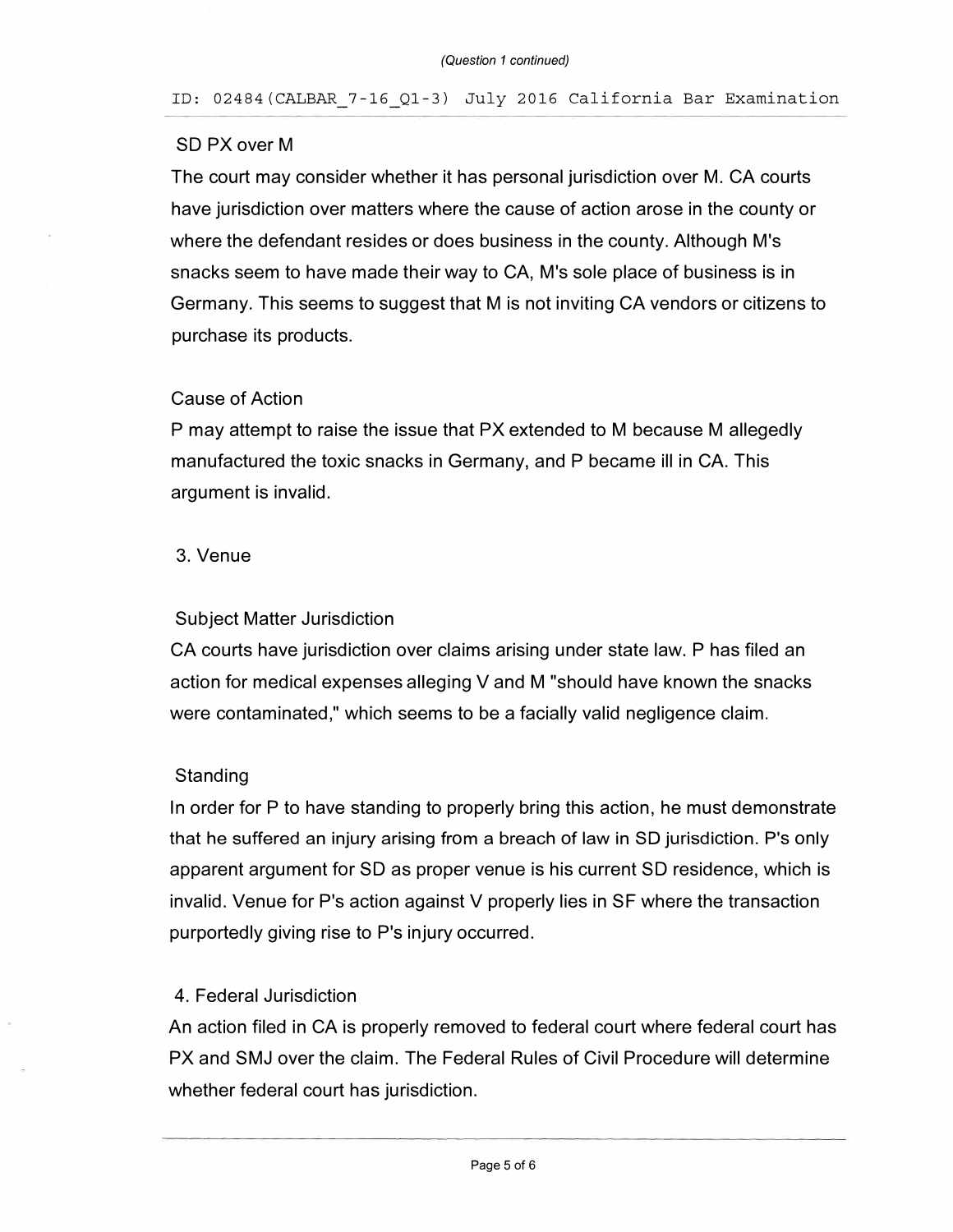SD PX over M

The court may consider whether it has personal jurisdiction over M. CA courts have jurisdiction over matters where the cause of action arose in the county or where the defendant resides or does business in the county. Although M's snacks seem to have made their way to CA, M's sole place of business is in Germany. This seems to suggest that M is not inviting CA vendors or citizens to purchase its products.

Cause of Action

P may attempt to raise the issue that PX extended to M because M allegedly manufactured the toxic snacks in Germany, and P became ill in CA. This argument is invalid.

3. Venue

Subject Matter Jurisdiction

CA courts have jurisdiction over claims arising under state law. P has filed an action for medical expenses alleging V and M "should have known the snacks were contaminated," which seems to be a facially valid negligence claim.

Standing

In order for P to have standing to properly bring this action, he must demonstrate that he suffered an injury arising from a breach of law in SD jurisdiction. P's only apparent argument for SD as proper venue is his current SD residence, which is invalid. Venue for P's action against V properly lies in SF where the transaction purportedly giving rise to P's injury occurred.

4. Federal Jurisdiction

An action filed in CA is properly removed to federal court where federal court has PX and SMJ over the claim. The Federal Rules of Civil Procedure will determine whether federal court has jurisdiction.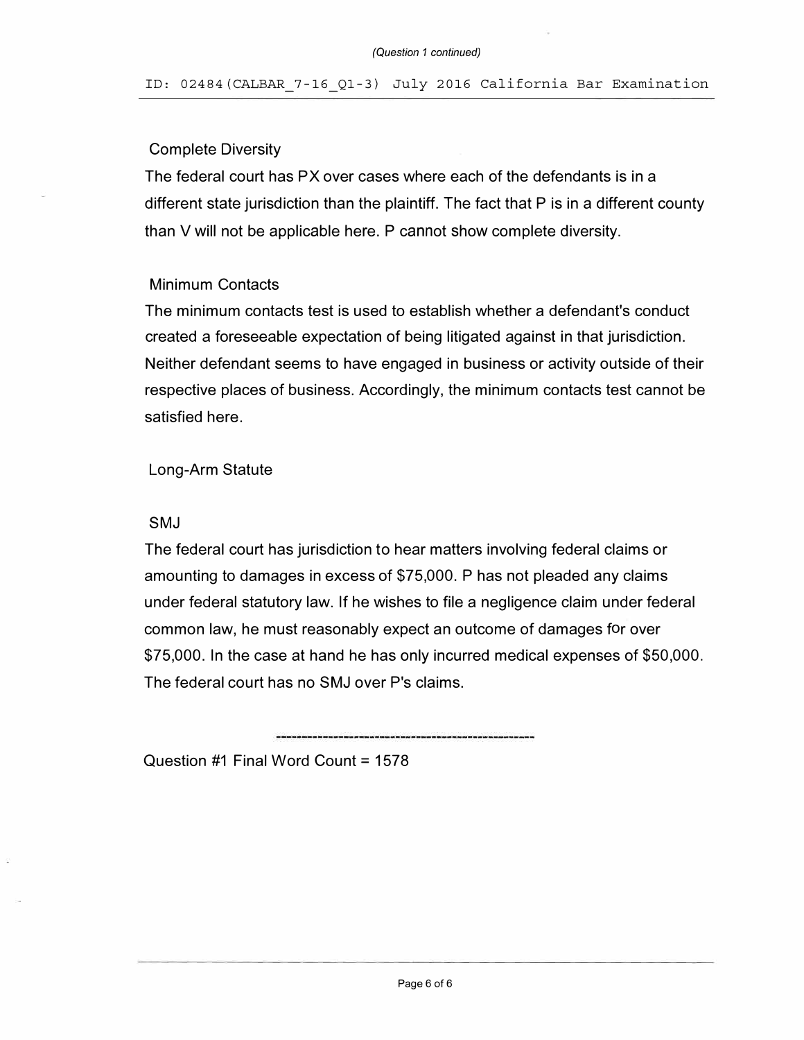### Complete Diversity

The federal court has PX over cases where each of the defendants is in a different state jurisdiction than the plaintiff. The fact that P is in a different county than V will not be applicable here. P cannot show complete diversity.

### Minimum Contacts

The minimum contacts test is used to establish whether a defendant's conduct created a foreseeable expectation of being litigated against in that jurisdiction. Neither defendant seems to have engaged in business or activity outside of their respective places of business. Accordingly, the minimum contacts test cannot be satisfied here.

### Long-Arm Statute

### SMJ

The federal court has jurisdiction to hear matters involving federal claims or amounting to damages in excess of $75,000. P has not pleaded any claims under federal statutory law. If he wishes to file a negligence claim under federal common law, he must reasonably expect an outcome of damages for over $75,000. In the case at hand he has only incurred medical expenses of $50,000. The federal court has no SMJ over P's claims.

---

Question #1 Final Word Count = 1578